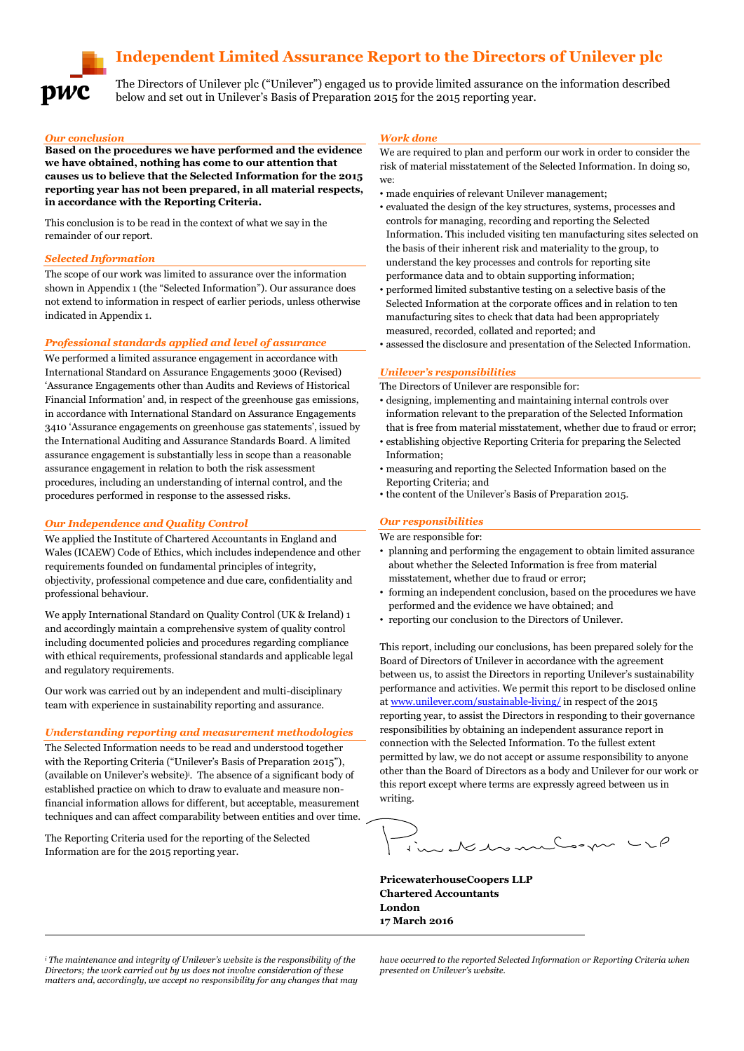# Independent Limited Assurance Report to the Directors of Unilever plc

The Directors of Unilever plc ("Unilever") engaged us to provide limited assurance on the information described below and set out in Unilever's Basis of Preparation 2015 for the 2015 reporting year.

## *Our conclusion*

**Based on the procedures we have performed and the evidence we have obtained, nothing has come to our attention that causes us to believe that the Selected Information for the 2015 reporting year has not been prepared, in all material respects, in accordance with the Reporting Criteria.**

This conclusion is to be read in the context of what we say in the remainder of our report.

## *Selected Information*

The scope of our work was limited to assurance over the information shown in Appendix 1 (the "Selected Information"). Our assurance does not extend to information in respect of earlier periods, unless otherwise indicated in Appendix 1.

## *Professional standards applied and level of assurance*

We performed a limited assurance engagement in accordance with International Standard on Assurance Engagements 3000 (Revised) 'Assurance Engagements other than Audits and Reviews of Historical Financial Information' and, in respect of the greenhouse gas emissions, in accordance with International Standard on Assurance Engagements 3410 'Assurance engagements on greenhouse gas statements', issued by the International Auditing and Assurance Standards Board. A limited assurance engagement is substantially less in scope than a reasonable assurance engagement in relation to both the risk assessment procedures, including an understanding of internal control, and the procedures performed in response to the assessed risks.

## *Our Independence and Quality Control*

We applied the Institute of Chartered Accountants in England and Wales (ICAEW) Code of Ethics, which includes independence and other requirements founded on fundamental principles of integrity, objectivity, professional competence and due care, confidentiality and professional behaviour.

We apply International Standard on Quality Control (UK & Ireland) 1 and accordingly maintain a comprehensive system of quality control including documented policies and procedures regarding compliance with ethical requirements, professional standards and applicable legal and regulatory requirements.

Our work was carried out by an independent and multi-disciplinary team with experience in sustainability reporting and assurance.

## *Understanding reporting and measurement methodologies*

The Selected Information needs to be read and understood together with the Reporting Criteria ("Unilever's Basis of Preparation 2015"), (available on Unilever's website)[i]. The absence of a significant body of established practice on which to draw to evaluate and measure non-financial information allows for different, but acceptable, measurement techniques and can affect comparability between entities and over time.

The Reporting Criteria used for the reporting of the Selected Information are for the 2015 reporting year.

## *Work done*

We are required to plan and perform our work in order to consider the risk of material misstatement of the Selected Information. In doing so, we:

- made enquiries of relevant Unilever management;
- evaluated the design of the key structures, systems, processes and controls for managing, recording and reporting the Selected Information. This included visiting ten manufacturing sites selected on the basis of their inherent risk and materiality to the group, to understand the key processes and controls for reporting site performance data and to obtain supporting information;
- performed limited substantive testing on a selective basis of the Selected Information at the corporate offices and in relation to ten manufacturing sites to check that data had been appropriately measured, recorded, collated and reported; and
- assessed the disclosure and presentation of the Selected Information.

## *Unilever's responsibilities*

The Directors of Unilever are responsible for:

- designing, implementing and maintaining internal controls over information relevant to the preparation of the Selected Information that is free from material misstatement, whether due to fraud or error;
- establishing objective Reporting Criteria for preparing the Selected Information;
- measuring and reporting the Selected Information based on the Reporting Criteria; and
- the content of the Unilever's Basis of Preparation 2015.

## *Our responsibilities*

We are responsible for:

- planning and performing the engagement to obtain limited assurance about whether the Selected Information is free from material misstatement, whether due to fraud or error;
- forming an independent conclusion, based on the procedures we have performed and the evidence we have obtained; and
- reporting our conclusion to the Directors of Unilever.

This report, including our conclusions, has been prepared solely for the Board of Directors of Unilever in accordance with the agreement between us, to assist the Directors in reporting Unilever's sustainability performance and activities. We permit this report to be disclosed online at www.unilever.com/sustainable-living/ in respect of the 2015 reporting year, to assist the Directors in responding to their governance responsibilities by obtaining an independent assurance report in connection with the Selected Information. To the fullest extent permitted by law, we do not accept or assume responsibility to anyone other than the Board of Directors as a body and Unilever for our work or this report except where terms are expressly agreed between us in writing.

PricewaterhouseCoopers LLP

**PricewaterhouseCoopers LLP**
**Chartered Accountants**
**London**
**17 March 2016**

---

*[i] The maintenance and integrity of Unilever's website is the responsibility of the Directors; the work carried out by us does not involve consideration of these matters and, accordingly, we accept no responsibility for any changes that may have occurred to the reported Selected Information or Reporting Criteria when presented on Unilever's website.*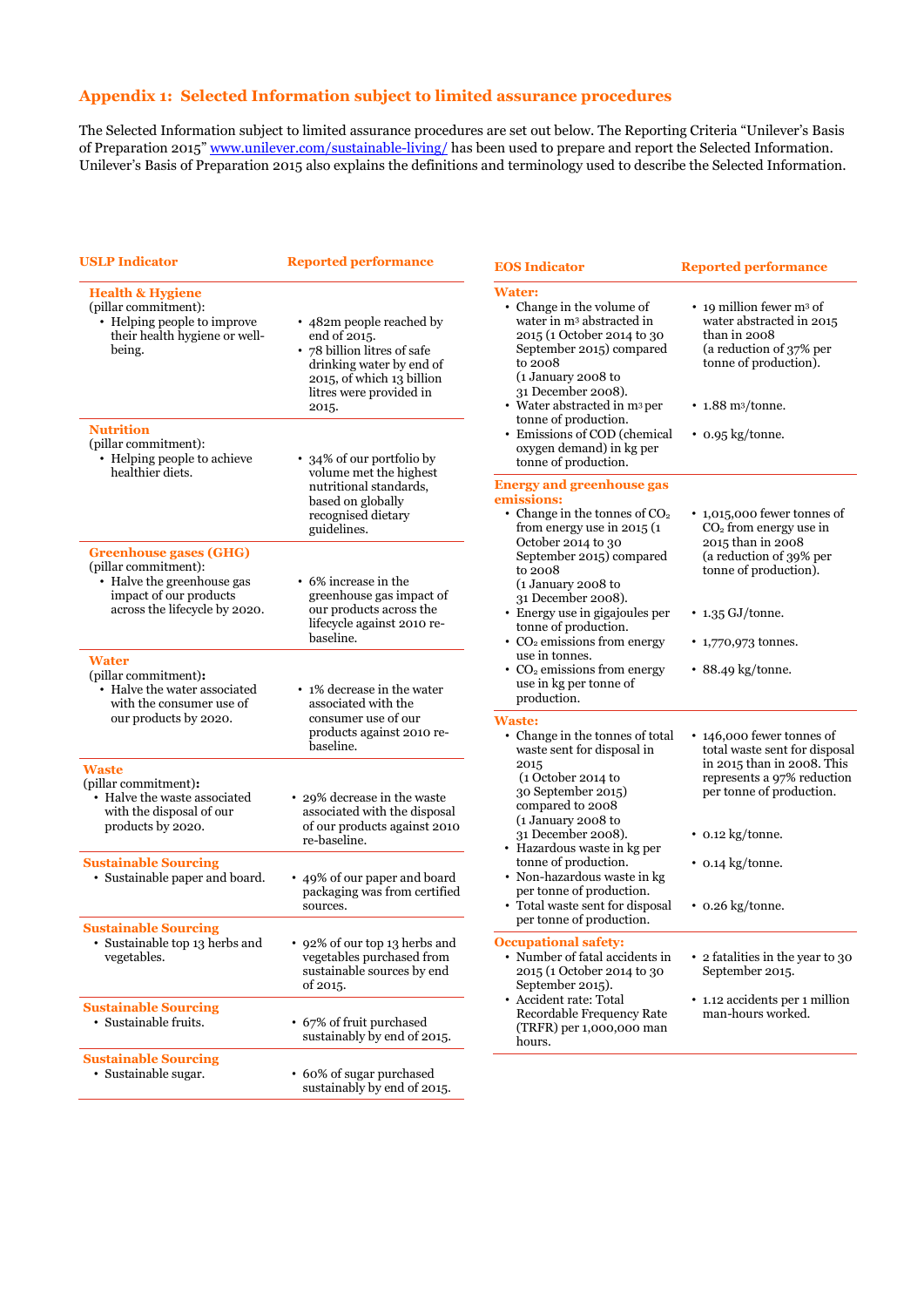## Appendix 1: Selected Information subject to limited assurance procedures

The Selected Information subject to limited assurance procedures are set out below. The Reporting Criteria "Unilever's Basis of Preparation 2015" www.unilever.com/sustainable-living/ has been used to prepare and report the Selected Information. Unilever's Basis of Preparation 2015 also explains the definitions and terminology used to describe the Selected Information.

| USLP Indicator | Reported performance |
|---|---|
| **Health & Hygiene** (pillar commitment): <br>• Helping people to improve their health hygiene or well-being. | • 482m people reached by end of 2015.<br>• 78 billion litres of safe drinking water by end of 2015, of which 13 billion litres were provided in 2015. |
| **Nutrition** (pillar commitment): <br>• Helping people to achieve healthier diets. | • 34% of our portfolio by volume met the highest nutritional standards, based on globally recognised dietary guidelines. |
| **Greenhouse gases (GHG)** (pillar commitment): <br>• Halve the greenhouse gas impact of our products across the lifecycle by 2020. | • 6% increase in the greenhouse gas impact of our products across the lifecycle against 2010 re-baseline. |
| **Water** (pillar commitment): <br>• Halve the water associated with the consumer use of our products by 2020. | • 1% decrease in the water associated with the consumer use of our products against 2010 re-baseline. |
| **Waste** (pillar commitment): <br>• Halve the waste associated with the disposal of our products by 2020. | • 29% decrease in the waste associated with the disposal of our products against 2010 re-baseline. |
| **Sustainable Sourcing** <br>• Sustainable paper and board. | • 49% of our paper and board packaging was from certified sources. |
| **Sustainable Sourcing** <br>• Sustainable top 13 herbs and vegetables. | • 92% of our top 13 herbs and vegetables purchased from sustainable sources by end of 2015. |
| **Sustainable Sourcing** <br>• Sustainable fruits. | • 67% of fruit purchased sustainably by end of 2015. |
| **Sustainable Sourcing** <br>• Sustainable sugar. | • 60% of sugar purchased sustainably by end of 2015. |

| EOS Indicator | Reported performance |
|---|---|
| **Water:** | |
| • Change in the volume of water in m³ abstracted in 2015 (1 October 2014 to 30 September 2015) compared to 2008 (1 January 2008 to 31 December 2008). | • 19 million fewer m³ of water abstracted in 2015 than in 2008 (a reduction of 37% per tonne of production). |
| • Water abstracted in m³ per tonne of production. | • 1.88 m³/tonne. |
| • Emissions of COD (chemical oxygen demand) in kg per tonne of production. | • 0.95 kg/tonne. |
| **Energy and greenhouse gas emissions:** | |
| • Change in the tonnes of $CO_2$ from energy use in 2015 (1 October 2014 to 30 September 2015) compared to 2008 (1 January 2008 to 31 December 2008). | • 1,015,000 fewer tonnes of $CO_2$ from energy use in 2015 than in 2008 (a reduction of 39% per tonne of production). |
| • Energy use in gigajoules per tonne of production. | • 1.35 GJ/tonne. |
| • $CO_2$ emissions from energy use in tonnes. | • 1,770,973 tonnes. |
| • $CO_2$ emissions from energy use in kg per tonne of production. | • 88.49 kg/tonne. |
| **Waste:** | |
| • Change in the tonnes of total waste sent for disposal in 2015 (1 October 2014 to 30 September 2015) compared to 2008 (1 January 2008 to 31 December 2008). | • 146,000 fewer tonnes of total waste sent for disposal in 2015 than in 2008. This represents a 97% reduction per tonne of production. |
| • Hazardous waste in kg per tonne of production. | • 0.12 kg/tonne. |
| • Non-hazardous waste in kg per tonne of production. | • 0.14 kg/tonne. |
| • Total waste sent for disposal per tonne of production. | • 0.26 kg/tonne. |
| **Occupational safety:** | |
| • Number of fatal accidents in 2015 (1 October 2014 to 30 September 2015). | • 2 fatalities in the year to 30 September 2015. |
| • Accident rate: Total Recordable Frequency Rate (TRFR) per 1,000,000 man hours. | • 1.12 accidents per 1 million man-hours worked. |